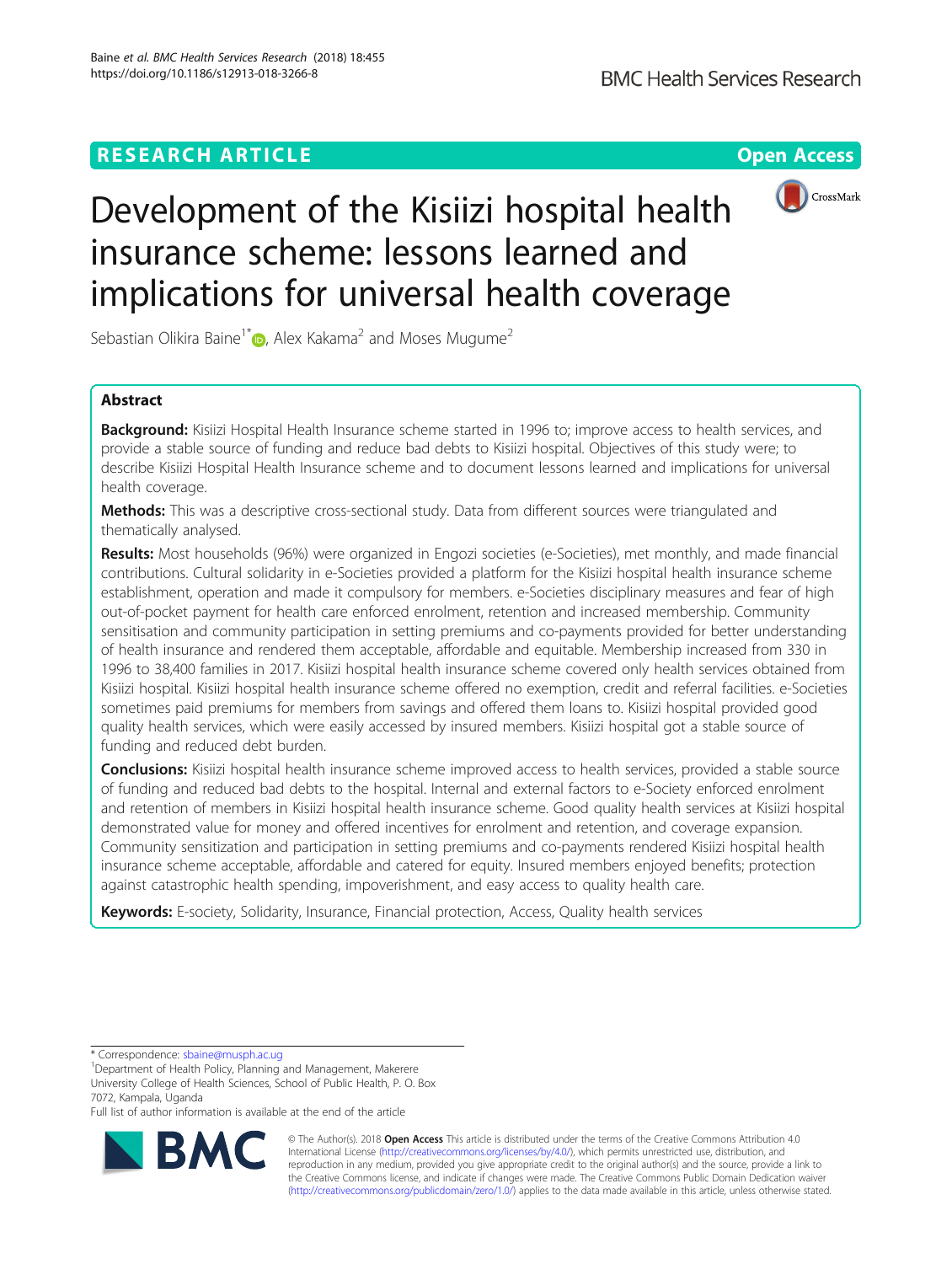RESEARCH ARTICLE

Open Access

# Development of the Kisiizi hospital health insurance scheme: lessons learned and implications for universal health coverage

Sebastian Olikira Baine[1*], Alex Kakama[2] and Moses Mugume[2]

## Abstract

**Background:** Kisiizi Hospital Health Insurance scheme started in 1996 to; improve access to health services, and provide a stable source of funding and reduce bad debts to Kisiizi hospital. Objectives of this study were; to describe Kisiizi Hospital Health Insurance scheme and to document lessons learned and implications for universal health coverage.

**Methods:** This was a descriptive cross-sectional study. Data from different sources were triangulated and thematically analysed.

**Results:** Most households (96%) were organized in Engozi societies (e-Societies), met monthly, and made financial contributions. Cultural solidarity in e-Societies provided a platform for the Kisiizi hospital health insurance scheme establishment, operation and made it compulsory for members. e-Societies disciplinary measures and fear of high out-of-pocket payment for health care enforced enrolment, retention and increased membership. Community sensitisation and community participation in setting premiums and co-payments provided for better understanding of health insurance and rendered them acceptable, affordable and equitable. Membership increased from 330 in 1996 to 38,400 families in 2017. Kisiizi hospital health insurance scheme covered only health services obtained from Kisiizi hospital. Kisiizi hospital health insurance scheme offered no exemption, credit and referral facilities. e-Societies sometimes paid premiums for members from savings and offered them loans to. Kisiizi hospital provided good quality health services, which were easily accessed by insured members. Kisiizi hospital got a stable source of funding and reduced debt burden.

**Conclusions:** Kisiizi hospital health insurance scheme improved access to health services, provided a stable source of funding and reduced bad debts to the hospital. Internal and external factors to e-Society enforced enrolment and retention of members in Kisiizi hospital health insurance scheme. Good quality health services at Kisiizi hospital demonstrated value for money and offered incentives for enrolment and retention, and coverage expansion. Community sensitization and participation in setting premiums and co-payments rendered Kisiizi hospital health insurance scheme acceptable, affordable and catered for equity. Insured members enjoyed benefits; protection against catastrophic health spending, impoverishment, and easy access to quality health care.

**Keywords:** E-society, Solidarity, Insurance, Financial protection, Access, Quality health services

---

* Correspondence: sbaine@musph.ac.ug
[1]Department of Health Policy, Planning and Management, Makerere University College of Health Sciences, School of Public Health, P. O. Box 7072, Kampala, Uganda
Full list of author information is available at the end of the article

© The Author(s). 2018 **Open Access** This article is distributed under the terms of the Creative Commons Attribution 4.0 International License (http://creativecommons.org/licenses/by/4.0/), which permits unrestricted use, distribution, and reproduction in any medium, provided you give appropriate credit to the original author(s) and the source, provide a link to the Creative Commons license, and indicate if changes were made. The Creative Commons Public Domain Dedication waiver (http://creativecommons.org/publicdomain/zero/1.0/) applies to the data made available in this article, unless otherwise stated.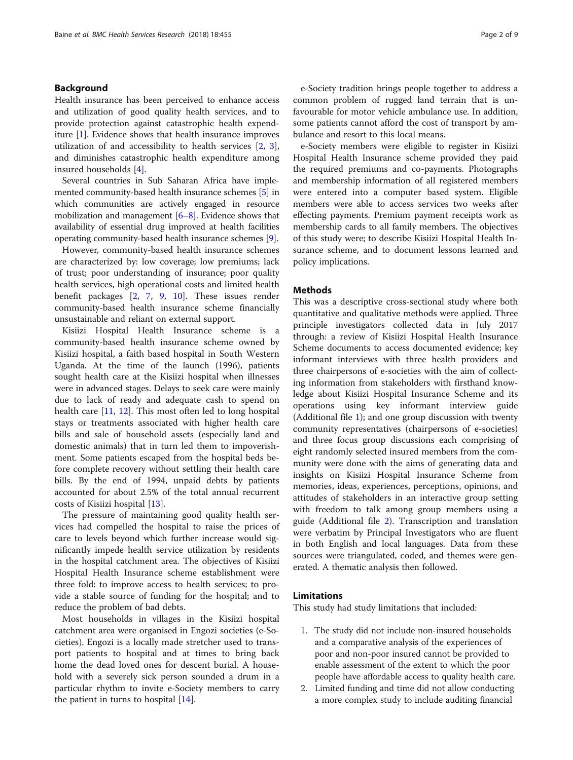## Background

Health insurance has been perceived to enhance access and utilization of good quality health services, and to provide protection against catastrophic health expenditure [1]. Evidence shows that health insurance improves utilization of and accessibility to health services [2, 3], and diminishes catastrophic health expenditure among insured households [4].

Several countries in Sub Saharan Africa have implemented community-based health insurance schemes [5] in which communities are actively engaged in resource mobilization and management [6–8]. Evidence shows that availability of essential drug improved at health facilities operating community-based health insurance schemes [9].

However, community-based health insurance schemes are characterized by: low coverage; low premiums; lack of trust; poor understanding of insurance; poor quality health services, high operational costs and limited health benefit packages [2, 7, 9, 10]. These issues render community-based health insurance scheme financially unsustainable and reliant on external support.

Kisiizi Hospital Health Insurance scheme is a community-based health insurance scheme owned by Kisiizi hospital, a faith based hospital in South Western Uganda. At the time of the launch (1996), patients sought health care at the Kisiizi hospital when illnesses were in advanced stages. Delays to seek care were mainly due to lack of ready and adequate cash to spend on health care [11, 12]. This most often led to long hospital stays or treatments associated with higher health care bills and sale of household assets (especially land and domestic animals) that in turn led them to impoverishment. Some patients escaped from the hospital beds before complete recovery without settling their health care bills. By the end of 1994, unpaid debts by patients accounted for about 2.5% of the total annual recurrent costs of Kisiizi hospital [13].

The pressure of maintaining good quality health services had compelled the hospital to raise the prices of care to levels beyond which further increase would significantly impede health service utilization by residents in the hospital catchment area. The objectives of Kisiizi Hospital Health Insurance scheme establishment were three fold: to improve access to health services; to provide a stable source of funding for the hospital; and to reduce the problem of bad debts.

Most households in villages in the Kisiizi hospital catchment area were organised in Engozi societies (e-Societies). Engozi is a locally made stretcher used to transport patients to hospital and at times to bring back home the dead loved ones for descent burial. A household with a severely sick person sounded a drum in a particular rhythm to invite e-Society members to carry the patient in turns to hospital [14].

e-Society tradition brings people together to address a common problem of rugged land terrain that is unfavourable for motor vehicle ambulance use. In addition, some patients cannot afford the cost of transport by ambulance and resort to this local means.

e-Society members were eligible to register in Kisiizi Hospital Health Insurance scheme provided they paid the required premiums and co-payments. Photographs and membership information of all registered members were entered into a computer based system. Eligible members were able to access services two weeks after effecting payments. Premium payment receipts work as membership cards to all family members. The objectives of this study were; to describe Kisiizi Hospital Health Insurance scheme, and to document lessons learned and policy implications.

## Methods

This was a descriptive cross-sectional study where both quantitative and qualitative methods were applied. Three principle investigators collected data in July 2017 through: a review of Kisiizi Hospital Health Insurance Scheme documents to access documented evidence; key informant interviews with three health providers and three chairpersons of e-societies with the aim of collecting information from stakeholders with firsthand knowledge about Kisiizi Hospital Insurance Scheme and its operations using key informant interview guide (Additional file 1); and one group discussion with twenty community representatives (chairpersons of e-societies) and three focus group discussions each comprising of eight randomly selected insured members from the community were done with the aims of generating data and insights on Kisiizi Hospital Insurance Scheme from memories, ideas, experiences, perceptions, opinions, and attitudes of stakeholders in an interactive group setting with freedom to talk among group members using a guide (Additional file 2). Transcription and translation were verbatim by Principal Investigators who are fluent in both English and local languages. Data from these sources were triangulated, coded, and themes were generated. A thematic analysis then followed.

## Limitations

This study had study limitations that included:

1. The study did not include non-insured households and a comparative analysis of the experiences of poor and non-poor insured cannot be provided to enable assessment of the extent to which the poor people have affordable access to quality health care.
2. Limited funding and time did not allow conducting a more complex study to include auditing financial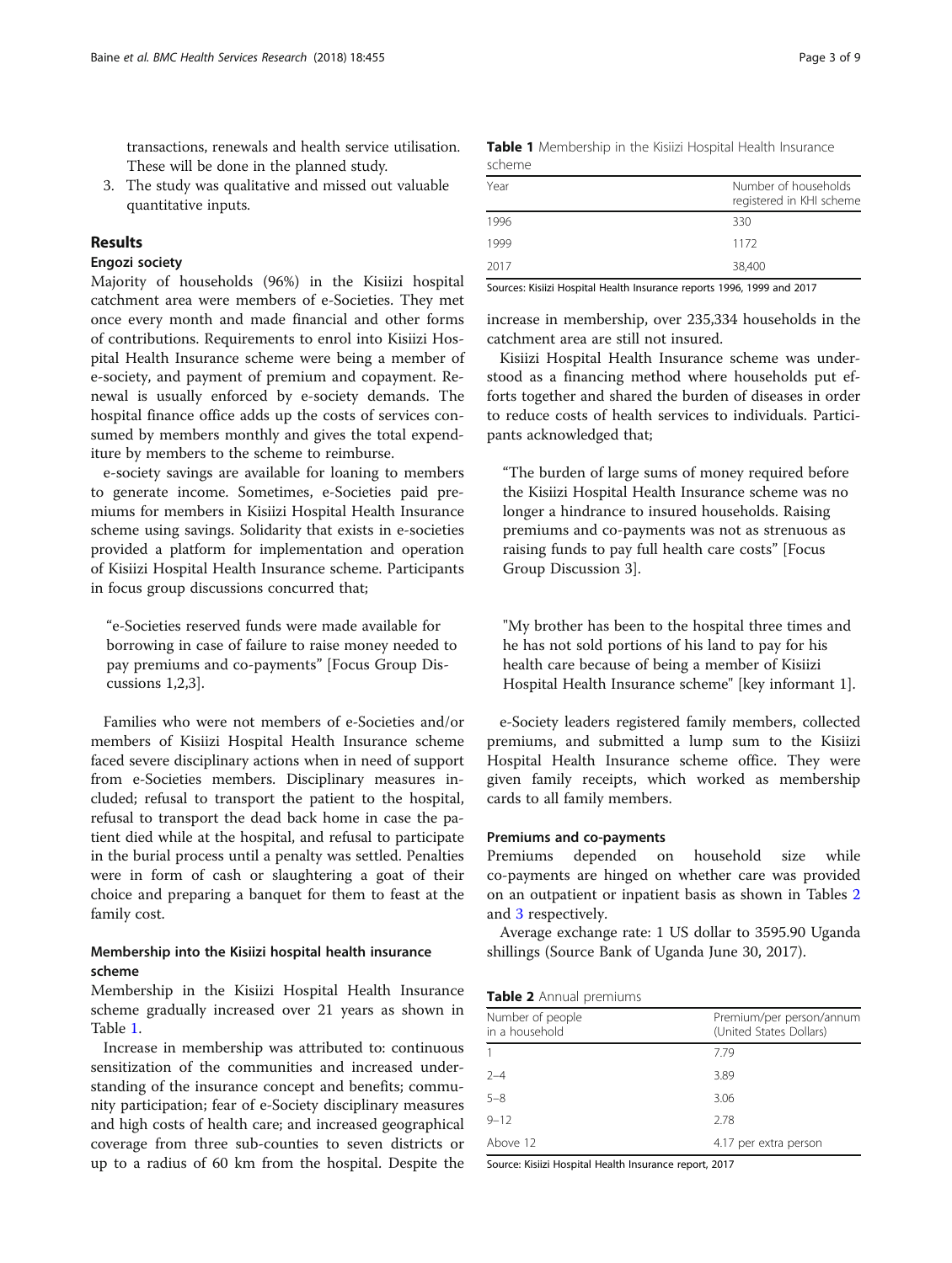transactions, renewals and health service utilisation. These will be done in the planned study.

3. The study was qualitative and missed out valuable quantitative inputs.

## Results

### Engozi society

Majority of households (96%) in the Kisiizi hospital catchment area were members of e-Societies. They met once every month and made financial and other forms of contributions. Requirements to enrol into Kisiizi Hospital Health Insurance scheme were being a member of e-society, and payment of premium and copayment. Renewal is usually enforced by e-society demands. The hospital finance office adds up the costs of services consumed by members monthly and gives the total expenditure by members to the scheme to reimburse.

e-society savings are available for loaning to members to generate income. Sometimes, e-Societies paid premiums for members in Kisiizi Hospital Health Insurance scheme using savings. Solidarity that exists in e-societies provided a platform for implementation and operation of Kisiizi Hospital Health Insurance scheme. Participants in focus group discussions concurred that;

> "e-Societies reserved funds were made available for borrowing in case of failure to raise money needed to pay premiums and co-payments" [Focus Group Discussions 1,2,3].

Families who were not members of e-Societies and/or members of Kisiizi Hospital Health Insurance scheme faced severe disciplinary actions when in need of support from e-Societies members. Disciplinary measures included; refusal to transport the patient to the hospital, refusal to transport the dead back home in case the patient died while at the hospital, and refusal to participate in the burial process until a penalty was settled. Penalties were in form of cash or slaughtering a goat of their choice and preparing a banquet for them to feast at the family cost.

### Membership into the Kisiizi hospital health insurance scheme

Membership in the Kisiizi Hospital Health Insurance scheme gradually increased over 21 years as shown in Table 1.

**Table 1** Membership in the Kisiizi Hospital Health Insurance scheme

| Year | Number of households registered in KHI scheme |
|---|---|
| 1996 | 330 |
| 1999 | 1172 |
| 2017 | 38,400 |

Sources: Kisiizi Hospital Health Insurance reports 1996, 1999 and 2017

Increase in membership was attributed to: continuous sensitization of the communities and increased understanding of the insurance concept and benefits; community participation; fear of e-Society disciplinary measures and high costs of health care; and increased geographical coverage from three sub-counties to seven districts or up to a radius of 60 km from the hospital. Despite the increase in membership, over 235,334 households in the catchment area are still not insured.

Kisiizi Hospital Health Insurance scheme was understood as a financing method where households put efforts together and shared the burden of diseases in order to reduce costs of health services to individuals. Participants acknowledged that;

> "The burden of large sums of money required before the Kisiizi Hospital Health Insurance scheme was no longer a hindrance to insured households. Raising premiums and co-payments was not as strenuous as raising funds to pay full health care costs" [Focus Group Discussion 3].

> "My brother has been to the hospital three times and he has not sold portions of his land to pay for his health care because of being a member of Kisiizi Hospital Health Insurance scheme" [key informant 1].

e-Society leaders registered family members, collected premiums, and submitted a lump sum to the Kisiizi Hospital Health Insurance scheme office. They were given family receipts, which worked as membership cards to all family members.

### Premiums and co-payments

Premiums depended on household size while co-payments are hinged on whether care was provided on an outpatient or inpatient basis as shown in Tables 2 and 3 respectively.

Average exchange rate: 1 US dollar to 3595.90 Uganda shillings (Source Bank of Uganda June 30, 2017).

**Table 2** Annual premiums

| Number of people in a household | Premium/per person/annum (United States Dollars) |
|---|---|
| 1 | 7.79 |
| 2–4 | 3.89 |
| 5–8 | 3.06 |
| 9–12 | 2.78 |
| Above 12 | 4.17 per extra person |

Source: Kisiizi Hospital Health Insurance report, 2017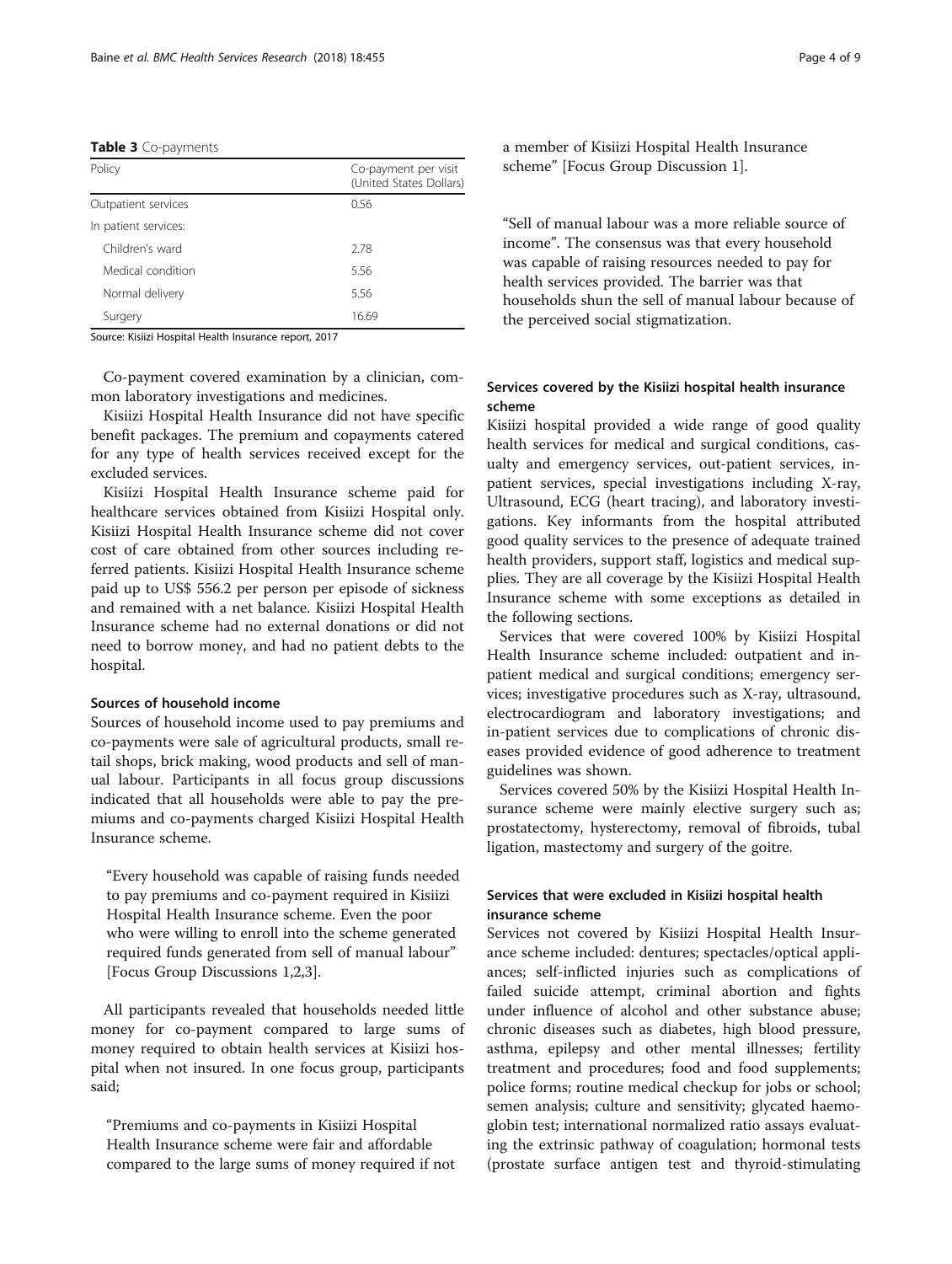**Table 3** Co-payments

| Policy | Co-payment per visit (United States Dollars) |
|---|---|
| Outpatient services | 0.56 |
| In patient services: | |
| Children's ward | 2.78 |
| Medical condition | 5.56 |
| Normal delivery | 5.56 |
| Surgery | 16.69 |

Source: Kisiizi Hospital Health Insurance report, 2017

Co-payment covered examination by a clinician, common laboratory investigations and medicines.

Kisiizi Hospital Health Insurance did not have specific benefit packages. The premium and copayments catered for any type of health services received except for the excluded services.

Kisiizi Hospital Health Insurance scheme paid for healthcare services obtained from Kisiizi Hospital only. Kisiizi Hospital Health Insurance scheme did not cover cost of care obtained from other sources including referred patients. Kisiizi Hospital Health Insurance scheme paid up to US$ 556.2 per person per episode of sickness and remained with a net balance. Kisiizi Hospital Health Insurance scheme had no external donations or did not need to borrow money, and had no patient debts to the hospital.

#### Sources of household income

Sources of household income used to pay premiums and co-payments were sale of agricultural products, small retail shops, brick making, wood products and sell of manual labour. Participants in all focus group discussions indicated that all households were able to pay the premiums and co-payments charged Kisiizi Hospital Health Insurance scheme.

> "Every household was capable of raising funds needed to pay premiums and co-payment required in Kisiizi Hospital Health Insurance scheme. Even the poor who were willing to enroll into the scheme generated required funds generated from sell of manual labour" [Focus Group Discussions 1,2,3].

All participants revealed that households needed little money for co-payment compared to large sums of money required to obtain health services at Kisiizi hospital when not insured. In one focus group, participants said;

> "Premiums and co-payments in Kisiizi Hospital Health Insurance scheme were fair and affordable compared to the large sums of money required if not a member of Kisiizi Hospital Health Insurance scheme" [Focus Group Discussion 1].

> "Sell of manual labour was a more reliable source of income". The consensus was that every household was capable of raising resources needed to pay for health services provided. The barrier was that households shun the sell of manual labour because of the perceived social stigmatization.

#### Services covered by the Kisiizi hospital health insurance scheme

Kisiizi hospital provided a wide range of good quality health services for medical and surgical conditions, casualty and emergency services, out-patient services, in-patient services, special investigations including X-ray, Ultrasound, ECG (heart tracing), and laboratory investigations. Key informants from the hospital attributed good quality services to the presence of adequate trained health providers, support staff, logistics and medical supplies. They are all coverage by the Kisiizi Hospital Health Insurance scheme with some exceptions as detailed in the following sections.

Services that were covered 100% by Kisiizi Hospital Health Insurance scheme included: outpatient and in-patient medical and surgical conditions; emergency services; investigative procedures such as X-ray, ultrasound, electrocardiogram and laboratory investigations; and in-patient services due to complications of chronic diseases provided evidence of good adherence to treatment guidelines was shown.

Services covered 50% by the Kisiizi Hospital Health Insurance scheme were mainly elective surgery such as; prostatectomy, hysterectomy, removal of fibroids, tubal ligation, mastectomy and surgery of the goitre.

#### Services that were excluded in Kisiizi hospital health insurance scheme

Services not covered by Kisiizi Hospital Health Insurance scheme included: dentures; spectacles/optical appliances; self-inflicted injuries such as complications of failed suicide attempt, criminal abortion and fights under influence of alcohol and other substance abuse; chronic diseases such as diabetes, high blood pressure, asthma, epilepsy and other mental illnesses; fertility treatment and procedures; food and food supplements; police forms; routine medical checkup for jobs or school; semen analysis; culture and sensitivity; glycated haemoglobin test; international normalized ratio assays evaluating the extrinsic pathway of coagulation; hormonal tests (prostate surface antigen test and thyroid-stimulating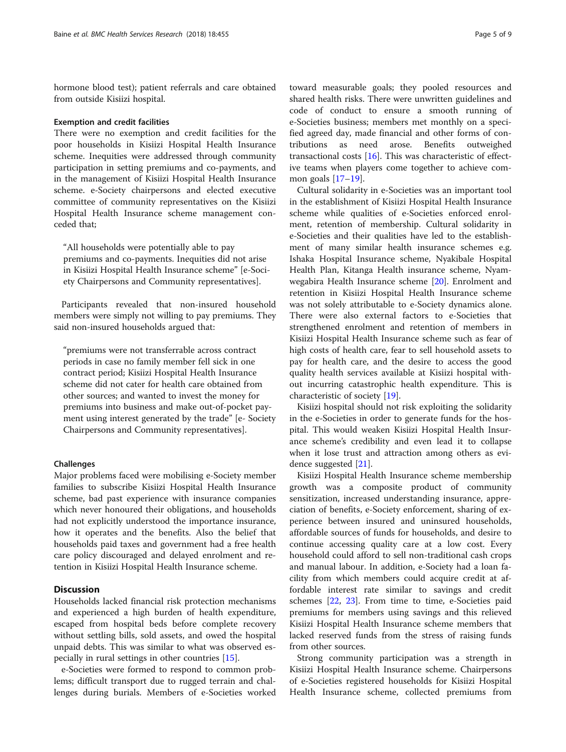hormone blood test); patient referrals and care obtained from outside Kisiizi hospital.

#### Exemption and credit facilities

There were no exemption and credit facilities for the poor households in Kisiizi Hospital Health Insurance scheme. Inequities were addressed through community participation in setting premiums and co-payments, and in the management of Kisiizi Hospital Health Insurance scheme. e-Society chairpersons and elected executive committee of community representatives on the Kisiizi Hospital Health Insurance scheme management conceded that;

> "All households were potentially able to pay premiums and co-payments. Inequities did not arise in Kisiizi Hospital Health Insurance scheme" [e-Society Chairpersons and Community representatives].

Participants revealed that non-insured household members were simply not willing to pay premiums. They said non-insured households argued that:

> "premiums were not transferrable across contract periods in case no family member fell sick in one contract period; Kisiizi Hospital Health Insurance scheme did not cater for health care obtained from other sources; and wanted to invest the money for premiums into business and make out-of-pocket payment using interest generated by the trade" [e- Society Chairpersons and Community representatives].

#### Challenges

Major problems faced were mobilising e-Society member families to subscribe Kisiizi Hospital Health Insurance scheme, bad past experience with insurance companies which never honoured their obligations, and households had not explicitly understood the importance insurance, how it operates and the benefits. Also the belief that households paid taxes and government had a free health care policy discouraged and delayed enrolment and retention in Kisiizi Hospital Health Insurance scheme.

## Discussion

Households lacked financial risk protection mechanisms and experienced a high burden of health expenditure, escaped from hospital beds before complete recovery without settling bills, sold assets, and owed the hospital unpaid debts. This was similar to what was observed especially in rural settings in other countries [15].

e-Societies were formed to respond to common problems; difficult transport due to rugged terrain and challenges during burials. Members of e-Societies worked toward measurable goals; they pooled resources and shared health risks. There were unwritten guidelines and code of conduct to ensure a smooth running of e-Societies business; members met monthly on a specified agreed day, made financial and other forms of contributions as need arose. Benefits outweighed transactional costs [16]. This was characteristic of effective teams when players come together to achieve common goals [17–19].

Cultural solidarity in e-Societies was an important tool in the establishment of Kisiizi Hospital Health Insurance scheme while qualities of e-Societies enforced enrolment, retention of membership. Cultural solidarity in e-Societies and their qualities have led to the establishment of many similar health insurance schemes e.g. Ishaka Hospital Insurance scheme, Nyakibale Hospital Health Plan, Kitanga Health insurance scheme, Nyamwegabira Health Insurance scheme [20]. Enrolment and retention in Kisiizi Hospital Health Insurance scheme was not solely attributable to e-Society dynamics alone. There were also external factors to e-Societies that strengthened enrolment and retention of members in Kisiizi Hospital Health Insurance scheme such as fear of high costs of health care, fear to sell household assets to pay for health care, and the desire to access the good quality health services available at Kisiizi hospital without incurring catastrophic health expenditure. This is characteristic of society [19].

Kisiizi hospital should not risk exploiting the solidarity in the e-Societies in order to generate funds for the hospital. This would weaken Kisiizi Hospital Health Insurance scheme's credibility and even lead it to collapse when it lose trust and attraction among others as evidence suggested [21].

Kisiizi Hospital Health Insurance scheme membership growth was a composite product of community sensitization, increased understanding insurance, appreciation of benefits, e-Society enforcement, sharing of experience between insured and uninsured households, affordable sources of funds for households, and desire to continue accessing quality care at a low cost. Every household could afford to sell non-traditional cash crops and manual labour. In addition, e-Society had a loan facility from which members could acquire credit at affordable interest rate similar to savings and credit schemes [22, 23]. From time to time, e-Societies paid premiums for members using savings and this relieved Kisiizi Hospital Health Insurance scheme members that lacked reserved funds from the stress of raising funds from other sources.

Strong community participation was a strength in Kisiizi Hospital Health Insurance scheme. Chairpersons of e-Societies registered households for Kisiizi Hospital Health Insurance scheme, collected premiums from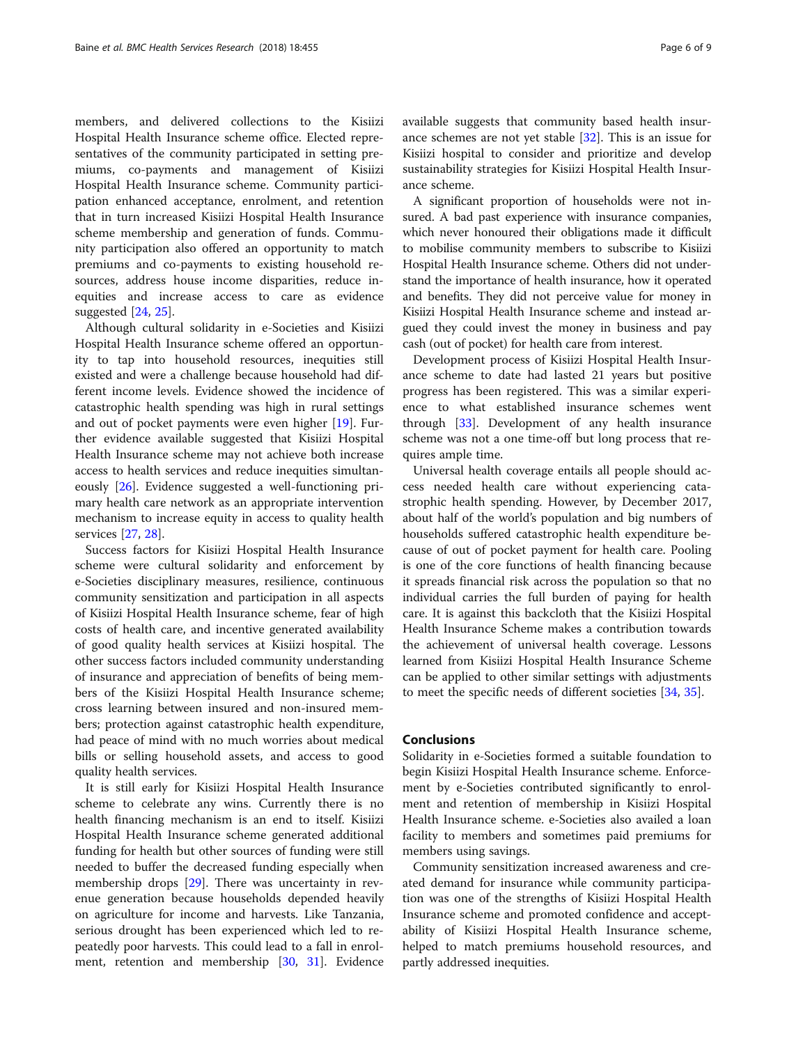members, and delivered collections to the Kisiizi Hospital Health Insurance scheme office. Elected representatives of the community participated in setting premiums, co-payments and management of Kisiizi Hospital Health Insurance scheme. Community participation enhanced acceptance, enrolment, and retention that in turn increased Kisiizi Hospital Health Insurance scheme membership and generation of funds. Community participation also offered an opportunity to match premiums and co-payments to existing household resources, address house income disparities, reduce inequities and increase access to care as evidence suggested [24, 25].

Although cultural solidarity in e-Societies and Kisiizi Hospital Health Insurance scheme offered an opportunity to tap into household resources, inequities still existed and were a challenge because household had different income levels. Evidence showed the incidence of catastrophic health spending was high in rural settings and out of pocket payments were even higher [19]. Further evidence available suggested that Kisiizi Hospital Health Insurance scheme may not achieve both increase access to health services and reduce inequities simultaneously [26]. Evidence suggested a well-functioning primary health care network as an appropriate intervention mechanism to increase equity in access to quality health services [27, 28].

Success factors for Kisiizi Hospital Health Insurance scheme were cultural solidarity and enforcement by e-Societies disciplinary measures, resilience, continuous community sensitization and participation in all aspects of Kisiizi Hospital Health Insurance scheme, fear of high costs of health care, and incentive generated availability of good quality health services at Kisiizi hospital. The other success factors included community understanding of insurance and appreciation of benefits of being members of the Kisiizi Hospital Health Insurance scheme; cross learning between insured and non-insured members; protection against catastrophic health expenditure, had peace of mind with no much worries about medical bills or selling household assets, and access to good quality health services.

It is still early for Kisiizi Hospital Health Insurance scheme to celebrate any wins. Currently there is no health financing mechanism is an end to itself. Kisiizi Hospital Health Insurance scheme generated additional funding for health but other sources of funding were still needed to buffer the decreased funding especially when membership drops [29]. There was uncertainty in revenue generation because households depended heavily on agriculture for income and harvests. Like Tanzania, serious drought has been experienced which led to repeatedly poor harvests. This could lead to a fall in enrolment, retention and membership [30, 31]. Evidence available suggests that community based health insurance schemes are not yet stable [32]. This is an issue for Kisiizi hospital to consider and prioritize and develop sustainability strategies for Kisiizi Hospital Health Insurance scheme.

A significant proportion of households were not insured. A bad past experience with insurance companies, which never honoured their obligations made it difficult to mobilise community members to subscribe to Kisiizi Hospital Health Insurance scheme. Others did not understand the importance of health insurance, how it operated and benefits. They did not perceive value for money in Kisiizi Hospital Health Insurance scheme and instead argued they could invest the money in business and pay cash (out of pocket) for health care from interest.

Development process of Kisiizi Hospital Health Insurance scheme to date had lasted 21 years but positive progress has been registered. This was a similar experience to what established insurance schemes went through [33]. Development of any health insurance scheme was not a one time-off but long process that requires ample time.

Universal health coverage entails all people should access needed health care without experiencing catastrophic health spending. However, by December 2017, about half of the world's population and big numbers of households suffered catastrophic health expenditure because of out of pocket payment for health care. Pooling is one of the core functions of health financing because it spreads financial risk across the population so that no individual carries the full burden of paying for health care. It is against this backcloth that the Kisiizi Hospital Health Insurance Scheme makes a contribution towards the achievement of universal health coverage. Lessons learned from Kisiizi Hospital Health Insurance Scheme can be applied to other similar settings with adjustments to meet the specific needs of different societies [34, 35].

## Conclusions

Solidarity in e-Societies formed a suitable foundation to begin Kisiizi Hospital Health Insurance scheme. Enforcement by e-Societies contributed significantly to enrolment and retention of membership in Kisiizi Hospital Health Insurance scheme. e-Societies also availed a loan facility to members and sometimes paid premiums for members using savings.

Community sensitization increased awareness and created demand for insurance while community participation was one of the strengths of Kisiizi Hospital Health Insurance scheme and promoted confidence and acceptability of Kisiizi Hospital Health Insurance scheme, helped to match premiums household resources, and partly addressed inequities.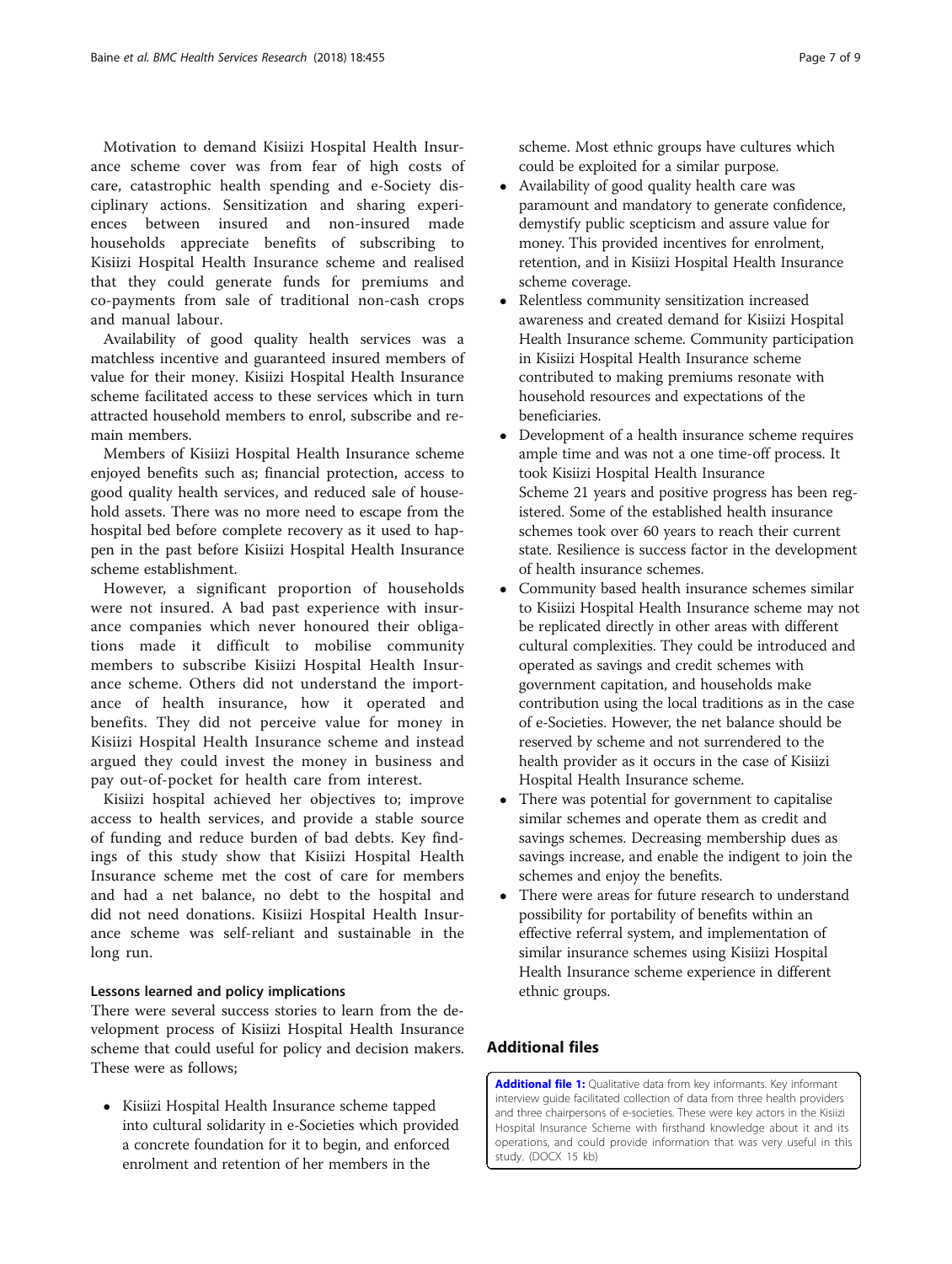Motivation to demand Kisiizi Hospital Health Insurance scheme cover was from fear of high costs of care, catastrophic health spending and e-Society disciplinary actions. Sensitization and sharing experiences between insured and non-insured made households appreciate benefits of subscribing to Kisiizi Hospital Health Insurance scheme and realised that they could generate funds for premiums and co-payments from sale of traditional non-cash crops and manual labour.

Availability of good quality health services was a matchless incentive and guaranteed insured members of value for their money. Kisiizi Hospital Health Insurance scheme facilitated access to these services which in turn attracted household members to enrol, subscribe and remain members.

Members of Kisiizi Hospital Health Insurance scheme enjoyed benefits such as; financial protection, access to good quality health services, and reduced sale of household assets. There was no more need to escape from the hospital bed before complete recovery as it used to happen in the past before Kisiizi Hospital Health Insurance scheme establishment.

However, a significant proportion of households were not insured. A bad past experience with insurance companies which never honoured their obligations made it difficult to mobilise community members to subscribe Kisiizi Hospital Health Insurance scheme. Others did not understand the importance of health insurance, how it operated and benefits. They did not perceive value for money in Kisiizi Hospital Health Insurance scheme and instead argued they could invest the money in business and pay out-of-pocket for health care from interest.

Kisiizi hospital achieved her objectives to; improve access to health services, and provide a stable source of funding and reduce burden of bad debts. Key findings of this study show that Kisiizi Hospital Health Insurance scheme met the cost of care for members and had a net balance, no debt to the hospital and did not need donations. Kisiizi Hospital Health Insurance scheme was self-reliant and sustainable in the long run.

### Lessons learned and policy implications

There were several success stories to learn from the development process of Kisiizi Hospital Health Insurance scheme that could useful for policy and decision makers. These were as follows;

- Kisiizi Hospital Health Insurance scheme tapped into cultural solidarity in e-Societies which provided a concrete foundation for it to begin, and enforced enrolment and retention of her members in the scheme. Most ethnic groups have cultures which could be exploited for a similar purpose.
- Availability of good quality health care was paramount and mandatory to generate confidence, demystify public scepticism and assure value for money. This provided incentives for enrolment, retention, and in Kisiizi Hospital Health Insurance scheme coverage.
- Relentless community sensitization increased awareness and created demand for Kisiizi Hospital Health Insurance scheme. Community participation in Kisiizi Hospital Health Insurance scheme contributed to making premiums resonate with household resources and expectations of the beneficiaries.
- Development of a health insurance scheme requires ample time and was not a one time-off process. It took Kisiizi Hospital Health Insurance Scheme 21 years and positive progress has been registered. Some of the established health insurance schemes took over 60 years to reach their current state. Resilience is success factor in the development of health insurance schemes.
- Community based health insurance schemes similar to Kisiizi Hospital Health Insurance scheme may not be replicated directly in other areas with different cultural complexities. They could be introduced and operated as savings and credit schemes with government capitation, and households make contribution using the local traditions as in the case of e-Societies. However, the net balance should be reserved by scheme and not surrendered to the health provider as it occurs in the case of Kisiizi Hospital Health Insurance scheme.
- There was potential for government to capitalise similar schemes and operate them as credit and savings schemes. Decreasing membership dues as savings increase, and enable the indigent to join the schemes and enjoy the benefits.
- There were areas for future research to understand possibility for portability of benefits within an effective referral system, and implementation of similar insurance schemes using Kisiizi Hospital Health Insurance scheme experience in different ethnic groups.

## Additional files

**Additional file 1:** Qualitative data from key informants. Key informant interview guide facilitated collection of data from three health providers and three chairpersons of e-societies. These were key actors in the Kisiizi Hospital Insurance Scheme with firsthand knowledge about it and its operations, and could provide information that was very useful in this study. (DOCX 15 kb)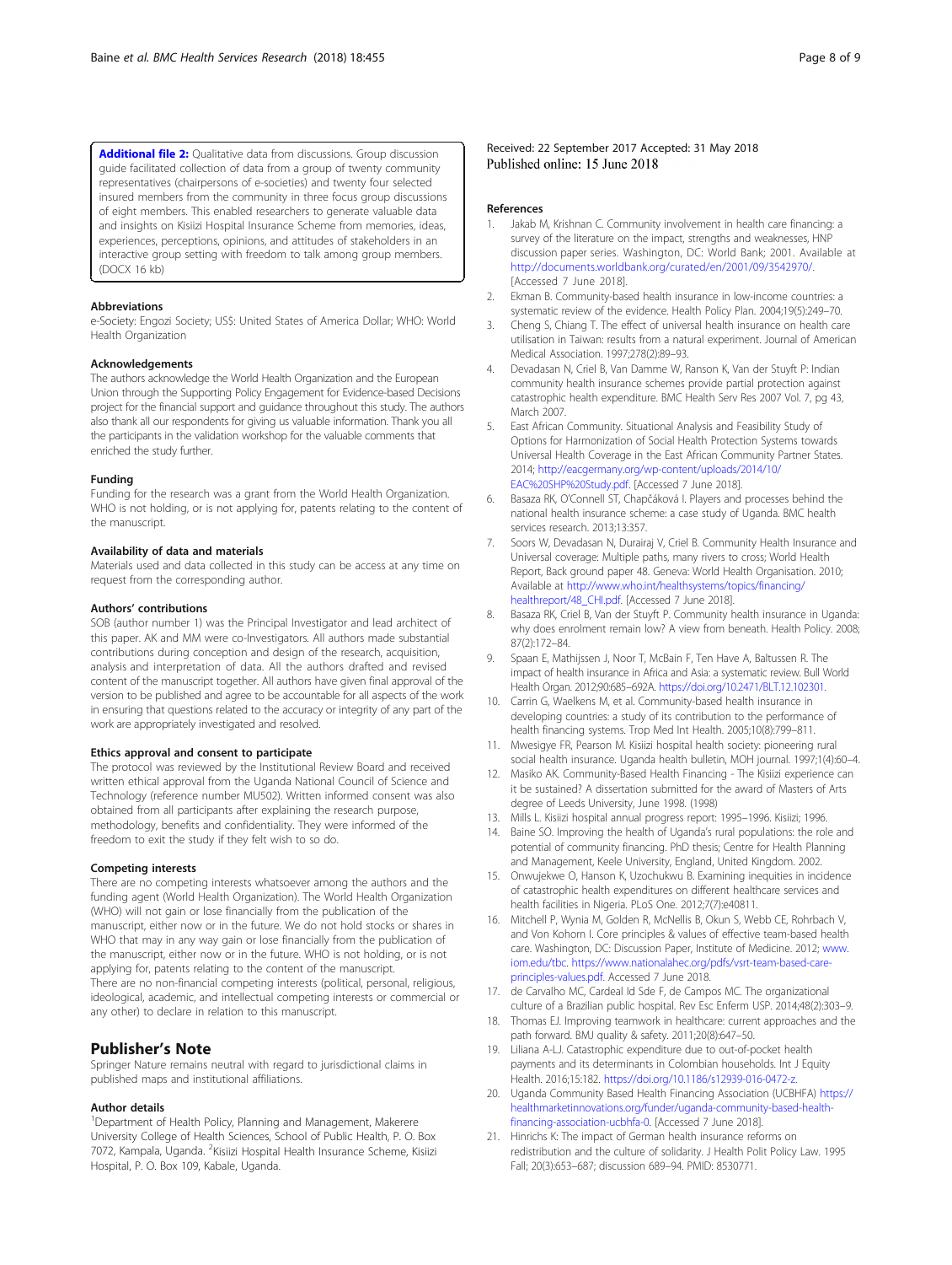**Additional file 2:** Qualitative data from discussions. Group discussion guide facilitated collection of data from a group of twenty community representatives (chairpersons of e-societies) and twenty four selected insured members from the community in three focus group discussions of eight members. This enabled researchers to generate valuable data and insights on Kisiizi Hospital Insurance Scheme from memories, ideas, experiences, perceptions, opinions, and attitudes of stakeholders in an interactive group setting with freedom to talk among group members. (DOCX 16 kb)

### Abbreviations

e-Society: Engozi Society; US$: United States of America Dollar; WHO: World Health Organization

### Acknowledgements

The authors acknowledge the World Health Organization and the European Union through the Supporting Policy Engagement for Evidence-based Decisions project for the financial support and guidance throughout this study. The authors also thank all our respondents for giving us valuable information. Thank you all the participants in the validation workshop for the valuable comments that enriched the study further.

### Funding

Funding for the research was a grant from the World Health Organization. WHO is not holding, or is not applying for, patents relating to the content of the manuscript.

### Availability of data and materials

Materials used and data collected in this study can be access at any time on request from the corresponding author.

### Authors' contributions

SOB (author number 1) was the Principal Investigator and lead architect of this paper. AK and MM were co-Investigators. All authors made substantial contributions during conception and design of the research, acquisition, analysis and interpretation of data. All the authors drafted and revised content of the manuscript together. All authors have given final approval of the version to be published and agree to be accountable for all aspects of the work in ensuring that questions related to the accuracy or integrity of any part of the work are appropriately investigated and resolved.

### Ethics approval and consent to participate

The protocol was reviewed by the Institutional Review Board and received written ethical approval from the Uganda National Council of Science and Technology (reference number MU502). Written informed consent was also obtained from all participants after explaining the research purpose, methodology, benefits and confidentiality. They were informed of the freedom to exit the study if they felt wish to do so.

### Competing interests

There are no competing interests whatsoever among the authors and the funding agent (World Health Organization). The World Health Organization (WHO) will not gain or lose financially from the publication of the manuscript, either now or in the future. We do not hold stocks or shares in WHO that may in any way gain or lose financially from the publication of the manuscript, either now or in the future. WHO is not holding, or is not applying for, patents relating to the content of the manuscript.
There are no non-financial competing interests (political, personal, religious, ideological, academic, and intellectual competing interests or commercial or any other) to declare in relation to this manuscript.

## Publisher's Note

Springer Nature remains neutral with regard to jurisdictional claims in published maps and institutional affiliations.

### Author details

[1]Department of Health Policy, Planning and Management, Makerere University College of Health Sciences, School of Public Health, P. O. Box 7072, Kampala, Uganda. [2]Kisiizi Hospital Health Insurance Scheme, Kisiizi Hospital, P. O. Box 109, Kabale, Uganda.

Received: 22 September 2017 Accepted: 31 May 2018
Published online: 15 June 2018

### References

1. Jakab M, Krishnan C. Community involvement in health care financing: a survey of the literature on the impact, strengths and weaknesses, HNP discussion paper series. Washington, DC: World Bank; 2001. Available at http://documents.worldbank.org/curated/en/2001/09/3542970/. [Accessed 7 June 2018].
2. Ekman B. Community-based health insurance in low-income countries: a systematic review of the evidence. Health Policy Plan. 2004;19(5):249–70.
3. Cheng S, Chiang T. The effect of universal health insurance on health care utilisation in Taiwan: results from a natural experiment. Journal of American Medical Association. 1997;278(2):89–93.
4. Devadasan N, Criel B, Van Damme W, Ranson K, Van der Stuyft P: Indian community health insurance schemes provide partial protection against catastrophic health expenditure. BMC Health Serv Res 2007 Vol. 7, pg 43, March 2007.
5. East African Community. Situational Analysis and Feasibility Study of Options for Harmonization of Social Health Protection Systems towards Universal Health Coverage in the East African Community Partner States. 2014; http://eacgermany.org/wp-content/uploads/2014/10/EAC%20SHP%20Study.pdf. [Accessed 7 June 2018].
6. Basaza RK, O'Connell ST, Chapčáková I. Players and processes behind the national health insurance scheme: a case study of Uganda. BMC health services research. 2013;13:357.
7. Soors W, Devadasan N, Durairaj V, Criel B. Community Health Insurance and Universal coverage: Multiple paths, many rivers to cross; World Health Report, Back ground paper 48. Geneva: World Health Organisation. 2010; Available at http://www.who.int/healthsystems/topics/financing/healthreport/48_CHI.pdf. [Accessed 7 June 2018].
8. Basaza RK, Criel B, Van der Stuyft P. Community health insurance in Uganda: why does enrolment remain low? A view from beneath. Health Policy. 2008; 87(2):172–84.
9. Spaan E, Mathijssen J, Noor T, McBain F, Ten Have A, Baltussen R. The impact of health insurance in Africa and Asia: a systematic review. Bull World Health Organ. 2012;90:685–692A. https://doi.org/10.2471/BLT.12.102301.
10. Carrin G, Waelkens M, et al. Community-based health insurance in developing countries: a study of its contribution to the performance of health financing systems. Trop Med Int Health. 2005;10(8):799–811.
11. Mwesigye FR, Pearson M. Kisiizi hospital health society: pioneering rural social health insurance. Uganda health bulletin, MOH journal. 1997;1(4):60–4.
12. Masiko AK. Community-Based Health Financing - The Kisiizi experience can it be sustained? A dissertation submitted for the award of Masters of Arts degree of Leeds University, June 1998. (1998)
13. Mills L. Kisiizi hospital annual progress report: 1995–1996. Kisiizi; 1996.
14. Baine SO. Improving the health of Uganda's rural populations: the role and potential of community financing. PhD thesis; Centre for Health Planning and Management, Keele University, England, United Kingdom. 2002.
15. Onwujekwe O, Hanson K, Uzochukwu B. Examining inequities in incidence of catastrophic health expenditures on different healthcare services and health facilities in Nigeria. PLoS One. 2012;7(7):e40811.
16. Mitchell P, Wynia M, Golden R, McNellis B, Okun S, Webb CE, Rohrbach V, and Von Kohorn I. Core principles & values of effective team-based health care. Washington, DC: Discussion Paper, Institute of Medicine. 2012; www.iom.edu/tbc. https://www.nationalahec.org/pdfs/vsrt-team-based-care-principles-values.pdf. Accessed 7 June 2018.
17. de Carvalho MC, Cardeal Id Sde F, de Campos MC. The organizational culture of a Brazilian public hospital. Rev Esc Enferm USP. 2014;48(2):303–9.
18. Thomas EJ. Improving teamwork in healthcare: current approaches and the path forward. BMJ quality & safety. 2011;20(8):647–50.
19. Liliana A-LJ. Catastrophic expenditure due to out-of-pocket health payments and its determinants in Colombian households. Int J Equity Health. 2016;15:182. https://doi.org/10.1186/s12939-016-0472-z.
20. Uganda Community Based Health Financing Association (UCBHFA) https://healthmarketinnovations.org/funder/uganda-community-based-health-financing-association-ucbhfa-0. [Accessed 7 June 2018].
21. Hinrichs K: The impact of German health insurance reforms on redistribution and the culture of solidarity. J Health Polit Policy Law. 1995 Fall; 20(3):653–687; discussion 689–94. PMID: 8530771.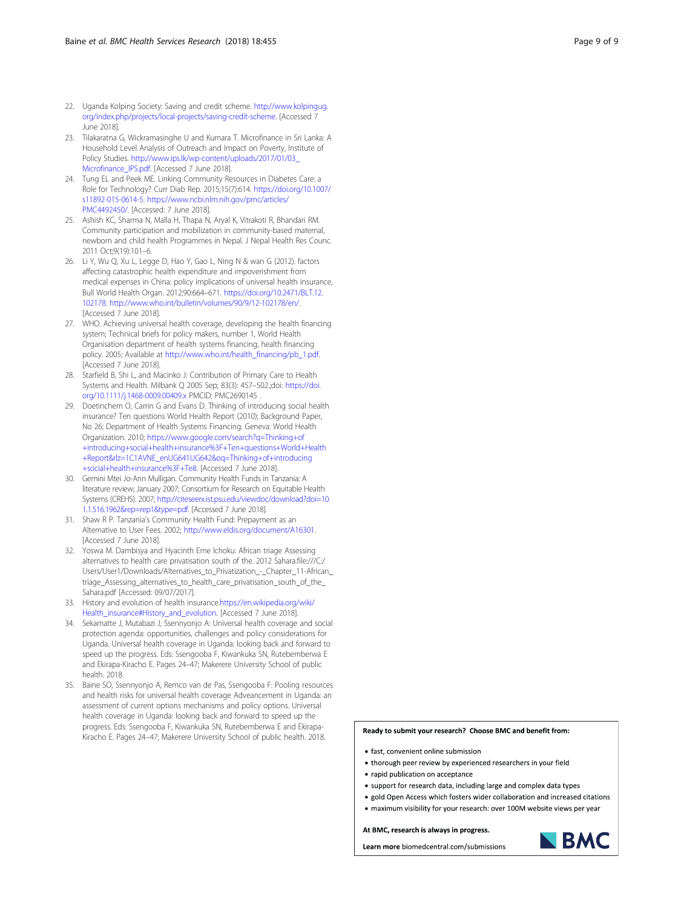22. Uganda Kolping Society: Saving and credit scheme. http://www.kolpingug.org/index.php/projects/local-projects/saving-credit-scheme. [Accessed 7 June 2018].
23. Tilakaratna G, Wickramasinghe U and Kumara T. Microfinance in Sri Lanka: A Household Level Analysis of Outreach and Impact on Poverty, Institute of Policy Studies. http://www.ips.lk/wp-content/uploads/2017/01/03_Microfinance_IPS.pdf. [Accessed 7 June 2018].
24. Tung EL and Peek ME. Linking Community Resources in Diabetes Care: a Role for Technology? Curr Diab Rep. 2015;15(7):614. https://doi.org/10.1007/s11892-015-0614-5. https://www.ncbi.nlm.nih.gov/pmc/articles/PMC4492450/. [Accessed: 7 June 2018].
25. Ashish KC, Sharma N, Malla H, Thapa N, Aryal K, Vitrakoti R, Bhandari RM. Community participation and mobilization in community-based maternal, newborn and child health Programmes in Nepal. J Nepal Health Res Counc. 2011 Oct;9(19):101–6.
26. Li Y, Wu Q, Xu L, Legge D, Hao Y, Gao L, Ning N & wan G (2012). factors affecting catastrophic health expenditure and impoverishment from medical expenses in China: policy implications of universal health insurance, Bull World Health Organ. 2012;90:664–671. https://doi.org/10.2471/BLT.12.102178. http://www.who.int/bulletin/volumes/90/9/12-102178/en/. [Accessed 7 June 2018].
27. WHO. Achieving universal health coverage, developing the health financing system; Technical briefs for policy makers, number 1, World Health Organisation department of health systems financing, health financing policy. 2005; Available at http://www.who.int/health_financing/pb_1.pdf. [Accessed 7 June 2018].
28. Starfield B, Shi L, and Macinko J: Contribution of Primary Care to Health Systems and Health. Milbank Q 2005 Sep; 83(3): 457–502.;doi: https://doi.org/10.1111/j.1468-0009.00409.x PMCID: PMC2690145 .
29. Doetinchem O, Carrin G and Evans D. Thinking of introducing social health insurance? Ten questions World Health Report (2010); Background Paper, No 26; Department of Health Systems Financing. Geneva: World Health Organization. 2010; https://www.google.com/search?q=Thinking+of+introducing+social+health+insurance%3F+Ten+questions+World+Health+Report&rlz=1C1AVNE_enUG641UG642&oq=Thinking+of+introducing+social+health+insurance%3F+Te8. [Accessed 7 June 2018].
30. Gemini Mtei Jo-Ann Mulligan. Community Health Funds in Tanzania: A literature review; January 2007; Consortium for Research on Equitable Health Systems (CREHS). 2007; http://citeseerx.ist.psu.edu/viewdoc/download?doi=10.1.1.516.1962&rep=rep1&type=pdf. [Accessed 7 June 2018].
31. Shaw R P. Tanzania's Community Health Fund: Prepayment as an Alternative to User Fees. 2002; http://www.eldis.org/document/A16301. [Accessed 7 June 2018].
32. Yoswa M. Dambisya and Hyacinth Eme Ichoku: African triage Assessing alternatives to health care privatisation south of the. 2012 Sahara.file:///C:/Users/User1/Downloads/Alternatives_to_Privatization_-_Chapter_11-African_triage_Assessing_alternatives_to_health_care_privatisation_south_of_the_Sahara.pdf [Accessed: 09/07/2017].
33. History and evolution of health insurance.https://en.wikipedia.org/wiki/Health_insurance#History_and_evolution. [Accessed 7 June 2018].
34. Sekamatte J, Mutabazi J, Ssennyonjo A: Universal health coverage and social protection agenda: opportunities, challenges and policy considerations for Uganda. Universal health coverage in Uganda: looking back and forward to speed up the progress. Eds: Ssengooba F, Kiwankuka SN, Rutebemberwa E and Ekirapa-Kiracho E. Pages 24–47; Makerere University School of public health. 2018.
35. Baine SO, Ssennyonjo A, Remco van de Pas, Ssengooba F: Pooling resources and health risks for universal health coverage Adveancement in Uganda: an assessment of current options mechanisms and policy options. Universal health coverage in Uganda: looking back and forward to speed up the progress. Eds: Ssengooba F, Kiwankuka SN, Rutebemberwa E and Ekirapa-Kiracho E. Pages 24–47; Makerere University School of public health. 2018.

**Ready to submit your research? Choose BMC and benefit from:**

- fast, convenient online submission
- thorough peer review by experienced researchers in your field
- rapid publication on acceptance
- support for research data, including large and complex data types
- gold Open Access which fosters wider collaboration and increased citations
- maximum visibility for your research: over 100M website views per year

**At BMC, research is always in progress.**

**Learn more** biomedcentral.com/submissions

BMC